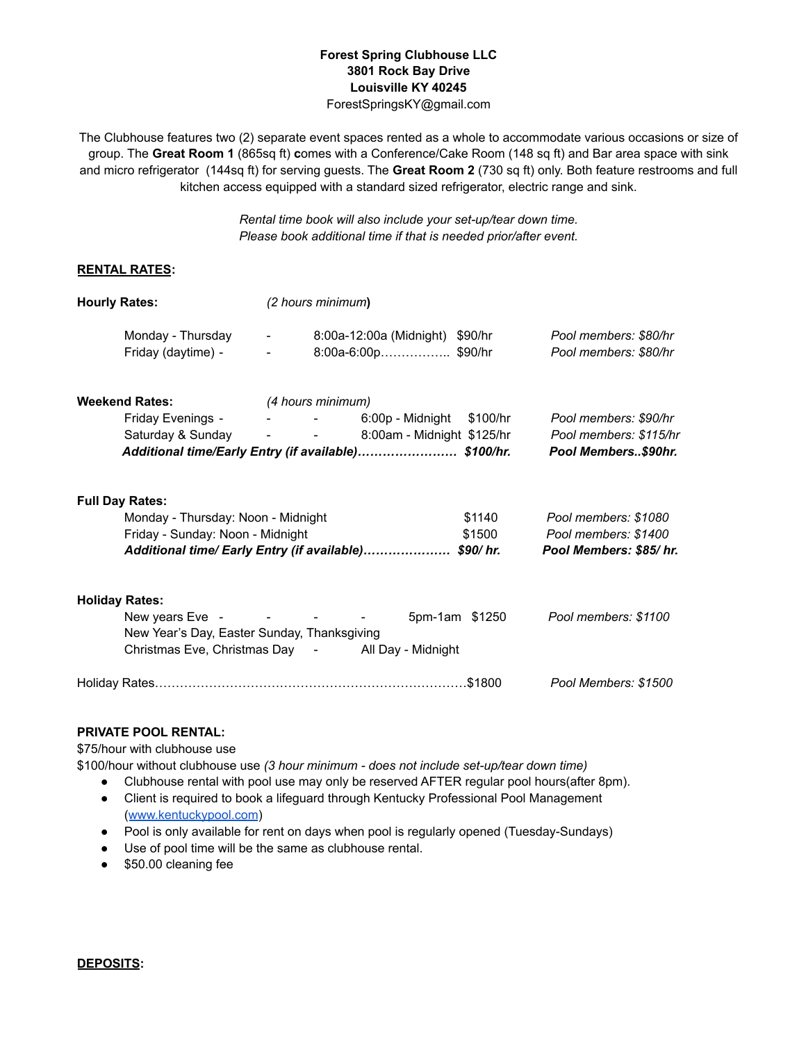**Forest Spring Clubhouse LLC**
**3801 Rock Bay Drive**
**Louisville KY 40245**
ForestSpringsKY@gmail.com

The Clubhouse features two (2) separate event spaces rented as a whole to accommodate various occasions or size of group. The **Great Room 1** (865sq ft) **c**omes with a Conference/Cake Room (148 sq ft) and Bar area space with sink and micro refrigerator (144sq ft) for serving guests. The **Great Room 2** (730 sq ft) only. Both feature restrooms and full kitchen access equipped with a standard sized refrigerator, electric range and sink.

*Rental time book will also include your set-up/tear down time.*
*Please book additional time if that is needed prior/after event.*

**<u>RENTAL RATES</u>:**

**Hourly Rates:** *(2 hours minimum***)**

| | | | | |
|---|---|---|---|---|
| Monday - Thursday | - | 8:00a-12:00a (Midnight) | $90/hr | *Pool members: $80/hr* |
| Friday (daytime) - | - | 8:00a-6:00p…………….. | $90/hr | *Pool members: $80/hr* |

**Weekend Rates:** *(4 hours minimum)*

| | | | |
|---|---|---|---|
| Friday Evenings - | 6:00p - Midnight | $100/hr | *Pool members: $90/hr* |
| Saturday & Sunday | 8:00am - Midnight | $125/hr | *Pool members: $115/hr* |
| ***Additional time/Early Entry (if available)……………………*** | | ***$100/hr.*** | ***Pool Members..$90hr.*** |

**Full Day Rates:**

| | | |
|---|---|---|
| Monday - Thursday: Noon - Midnight | $1140 | *Pool members: $1080* |
| Friday - Sunday: Noon - Midnight | $1500 | *Pool members: $1400* |
| ***Additional time/ Early Entry (if available)…………………*** | ***$90/ hr.*** | ***Pool Members: $85/ hr.*** |

**Holiday Rates:**

| | | | |
|---|---|---|---|
| New years Eve - | 5pm-1am | $1250 | *Pool members: $1100* |
| New Year's Day, Easter Sunday, Thanksgiving Christmas Eve, Christmas Day - | All Day - Midnight | | |

Holiday Rates…………………………………………………………………$1800 *Pool Members: $1500*

**PRIVATE POOL RENTAL:**

$75/hour with clubhouse use
$100/hour without clubhouse use *(3 hour minimum - does not include set-up/tear down time)*

- Clubhouse rental with pool use may only be reserved AFTER regular pool hours(after 8pm).
- Client is required to book a lifeguard through Kentucky Professional Pool Management (www.kentuckypool.com)
- Pool is only available for rent on days when pool is regularly opened (Tuesday-Sundays)
- Use of pool time will be the same as clubhouse rental.
- $50.00 cleaning fee

**<u>DEPOSITS</u>:**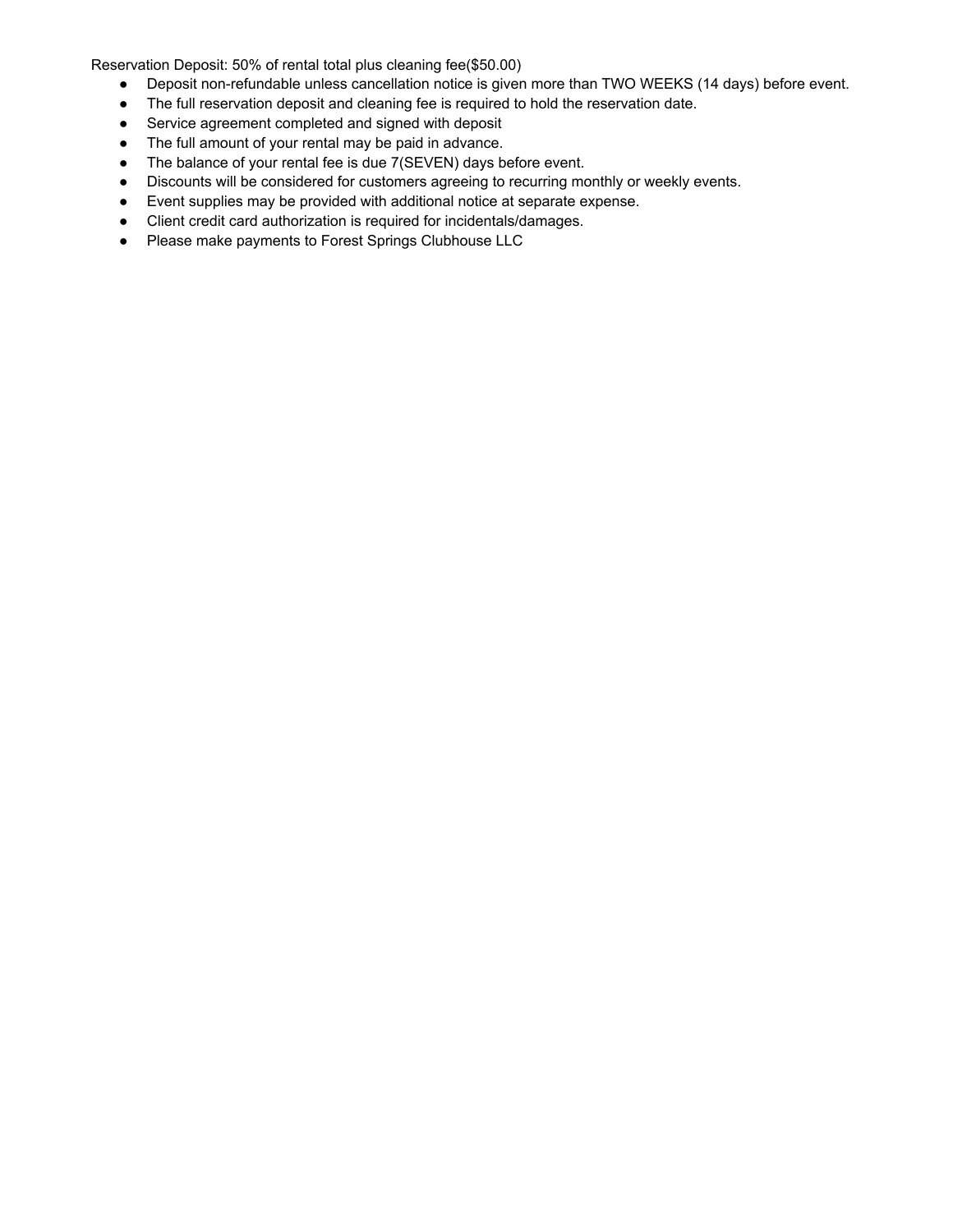Reservation Deposit: 50% of rental total plus cleaning fee($50.00)

- Deposit non-refundable unless cancellation notice is given more than TWO WEEKS (14 days) before event.
- The full reservation deposit and cleaning fee is required to hold the reservation date.
- Service agreement completed and signed with deposit
- The full amount of your rental may be paid in advance.
- The balance of your rental fee is due 7(SEVEN) days before event.
- Discounts will be considered for customers agreeing to recurring monthly or weekly events.
- Event supplies may be provided with additional notice at separate expense.
- Client credit card authorization is required for incidentals/damages.
- Please make payments to Forest Springs Clubhouse LLC